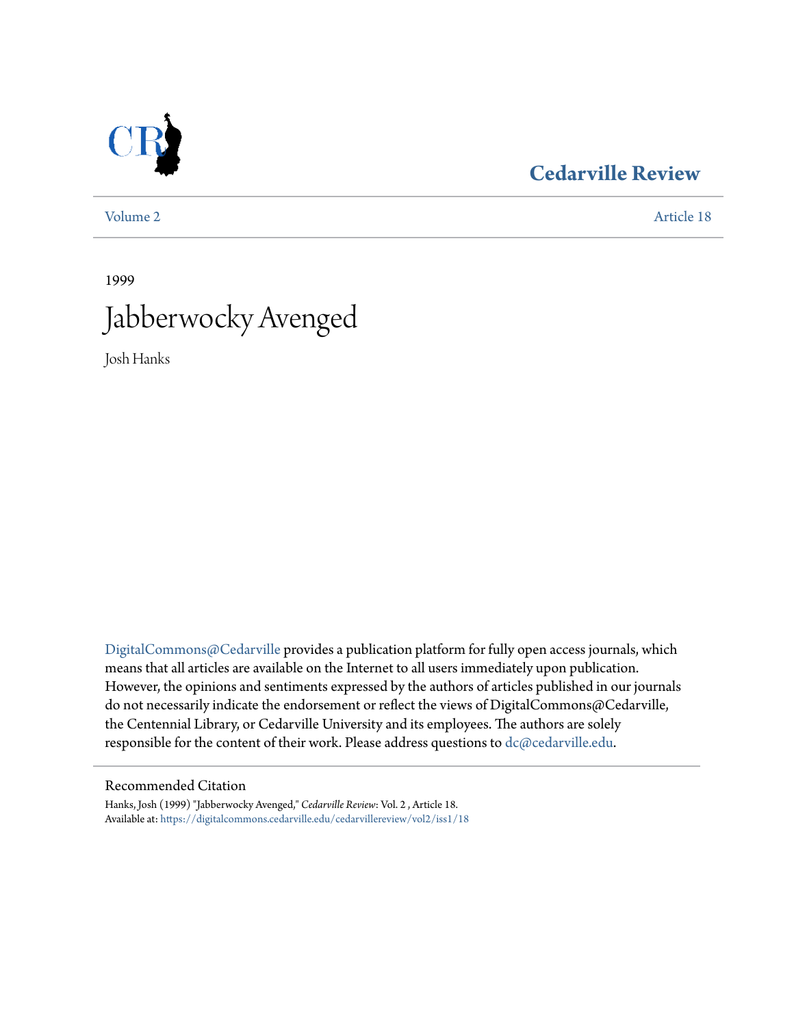Cedarville Review

Volume 2 Article 18

1999

# Jabberwocky Avenged

Josh Hanks

DigitalCommons@Cedarville provides a publication platform for fully open access journals, which means that all articles are available on the Internet to all users immediately upon publication. However, the opinions and sentiments expressed by the authors of articles published in our journals do not necessarily indicate the endorsement or reflect the views of DigitalCommons@Cedarville, the Centennial Library, or Cedarville University and its employees. The authors are solely responsible for the content of their work. Please address questions to dc@cedarville.edu.

## Recommended Citation

Hanks, Josh (1999) "Jabberwocky Avenged," *Cedarville Review*: Vol. 2 , Article 18.
Available at: https://digitalcommons.cedarville.edu/cedarvillereview/vol2/iss1/18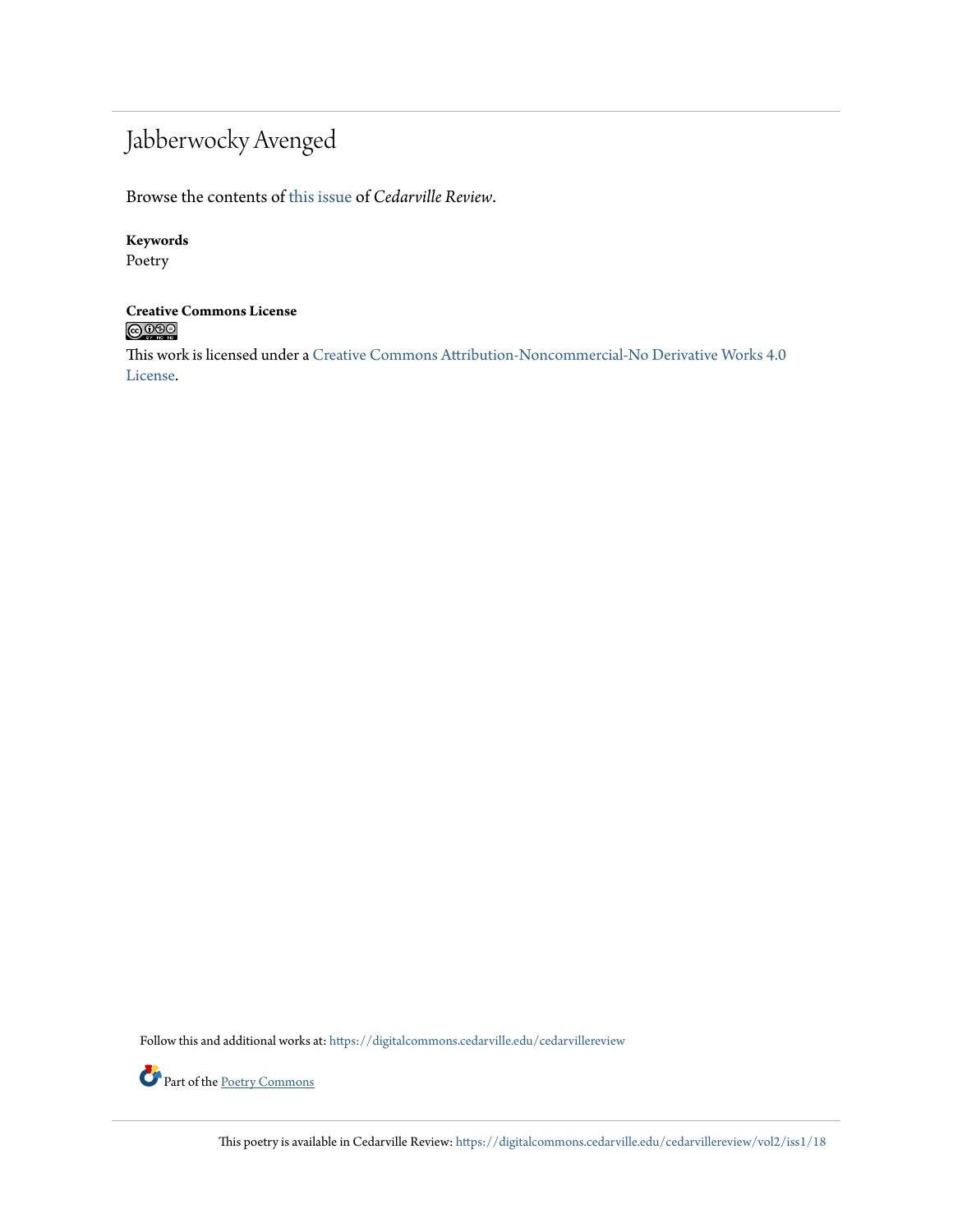# Jabberwocky Avenged

Browse the contents of this issue of *Cedarville Review*.

**Keywords**
Poetry

**Creative Commons License**

This work is licensed under a Creative Commons Attribution-Noncommercial-No Derivative Works 4.0 License.

Follow this and additional works at: https://digitalcommons.cedarville.edu/cedarvillereview

Part of the Poetry Commons

This poetry is available in Cedarville Review: https://digitalcommons.cedarville.edu/cedarvillereview/vol2/iss1/18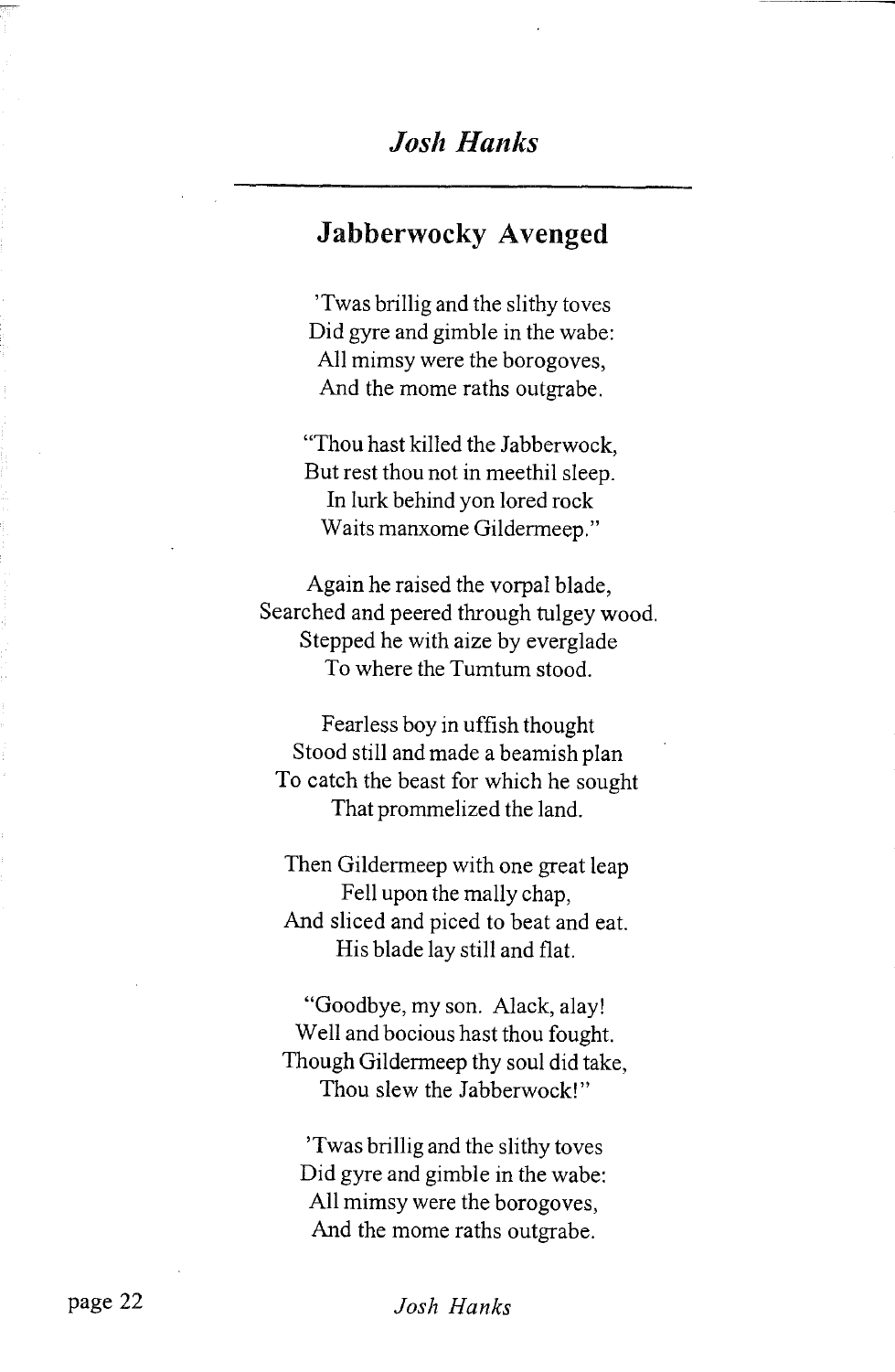*Josh Hanks*

## Jabberwocky Avenged

'Twas brillig and the slithy toves  
Did gyre and gimble in the wabe:  
All mimsy were the borogoves,  
And the mome raths outgrabe.

"Thou hast killed the Jabberwock,  
But rest thou not in meethil sleep.  
In lurk behind yon lored rock  
Waits manxome Gildermeep."

Again he raised the vorpal blade,  
Searched and peered through tulgey wood.  
Stepped he with aize by everglade  
To where the Tumtum stood.

Fearless boy in uffish thought  
Stood still and made a beamish plan  
To catch the beast for which he sought  
That prommelized the land.

Then Gildermeep with one great leap  
Fell upon the mally chap,  
And sliced and piced to beat and eat.  
His blade lay still and flat.

"Goodbye, my son. Alack, alay!  
Well and bocious hast thou fought.  
Though Gildermeep thy soul did take,  
Thou slew the Jabberwock!"

'Twas brillig and the slithy toves  
Did gyre and gimble in the wabe:  
All mimsy were the borogoves,  
And the mome raths outgrabe.